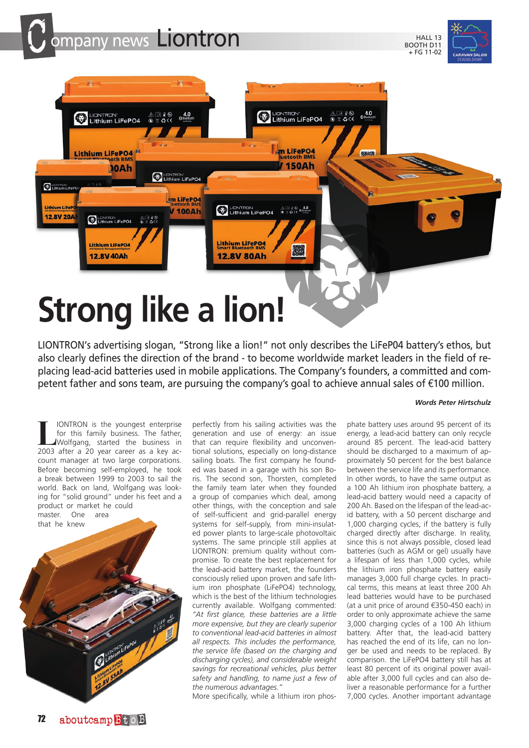# Company news Liontron

HALL 13
BOOTH D11
+ FG 11-02

# Strong like a lion!

LIONTRON's advertising slogan, "Strong like a lion!" not only describes the LiFeP04 battery's ethos, but also clearly defines the direction of the brand - to become worldwide market leaders in the field of replacing lead-acid batteries used in mobile applications. The Company's founders, a committed and competent father and sons team, are pursuing the company's goal to achieve annual sales of €100 million.

*Words Peter Hirtschulz*

LIONTRON is the youngest enterprise for this family business. The father, Wolfgang, started the business in 2003 after a 20 year career as a key account manager at two large corporations. Before becoming self-employed, he took a break between 1999 to 2003 to sail the world. Back on land, Wolfgang was looking for "solid ground" under his feet and a product or market he could master. One area that he knew perfectly from his sailing activities was the generation and use of energy: an issue that can require flexibility and unconventional solutions, especially on long-distance sailing boats. The first company he founded was based in a garage with his son Boris. The second son, Thorsten, completed the family team later when they founded a group of companies which deal, among other things, with the conception and sale of self-sufficient and grid-parallel energy systems for self-supply, from mini-insulated power plants to large-scale photovoltaic systems. The same principle still applies at LIONTRON: premium quality without compromise. To create the best replacement for the lead-acid battery market, the founders consciously relied upon proven and safe lithium iron phosphate (LiFePO4) technology, which is the best of the lithium technologies currently available. Wolfgang commented: *"At first glance, these batteries are a little more expensive, but they are clearly superior to conventional lead-acid batteries in almost all respects. This includes the performance, the service life (based on the charging and discharging cycles), and considerable weight savings for recreational vehicles, plus better safety and handling, to name just a few of the numerous advantages."*

More specifically, while a lithium iron phosphate battery uses around 95 percent of its energy, a lead-acid battery can only recycle around 85 percent. The lead-acid battery should be discharged to a maximum of approximately 50 percent for the best balance between the service life and its performance. In other words, to have the same output as a 100 Ah lithium iron phosphate battery, a lead-acid battery would need a capacity of 200 Ah. Based on the lifespan of the lead-acid battery, with a 50 percent discharge and 1,000 charging cycles, if the battery is fully charged directly after discharge. In reality, since this is not always possible, closed lead batteries (such as AGM or gel) usually have a lifespan of less than 1,000 cycles, while the lithium iron phosphate battery easily manages 3,000 full charge cycles. In practical terms, this means at least three 200 Ah lead batteries would have to be purchased (at a unit price of around €350-450 each) in order to only approximate achieve the same 3,000 charging cycles of a 100 Ah lithium battery. After that, the lead-acid battery has reached the end of its life, can no longer be used and needs to be replaced. By comparison. the LiFePO4 battery still has at least 80 percent of its original power available after 3,000 full cycles and can also deliver a reasonable performance for a further 7,000 cycles. Another important advantage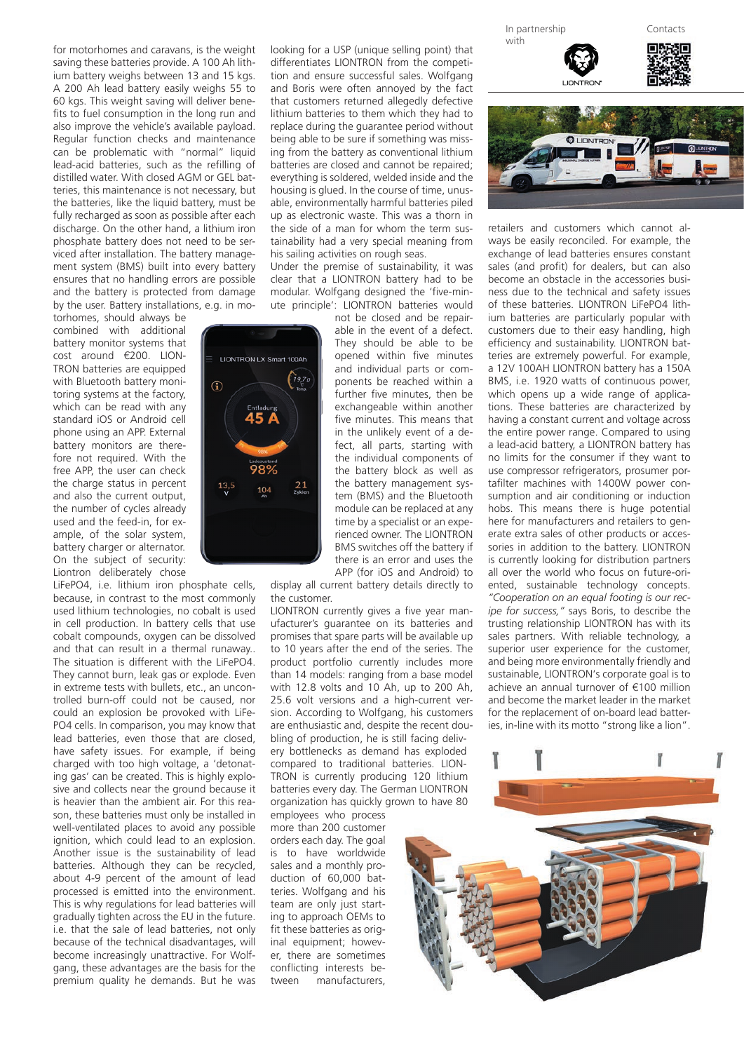for motorhomes and caravans, is the weight saving these batteries provide. A 100 Ah lithium battery weighs between 13 and 15 kgs. A 200 Ah lead battery easily weighs 55 to 60 kgs. This weight saving will deliver benefits to fuel consumption in the long run and also improve the vehicle's available payload. Regular function checks and maintenance can be problematic with "normal" liquid lead-acid batteries, such as the refilling of distilled water. With closed AGM or GEL batteries, this maintenance is not necessary, but the batteries, like the liquid battery, must be fully recharged as soon as possible after each discharge. On the other hand, a lithium iron phosphate battery does not need to be serviced after installation. The battery management system (BMS) built into every battery ensures that no handling errors are possible and the battery is protected from damage by the user. Battery installations, e.g. in motorhomes, should always be combined with additional battery monitor systems that cost around €200. LIONTRON batteries are equipped with Bluetooth battery monitoring systems at the factory, which can be read with any standard iOS or Android cell phone using an APP. External battery monitors are therefore not required. With the free APP, the user can check the charge status in percent and also the current output, the number of cycles already used and the feed-in, for example, of the solar system, battery charger or alternator. On the subject of security: Liontron deliberately chose LiFePO4, i.e. lithium iron phosphate cells, because, in contrast to the most commonly used lithium technologies, no cobalt is used in cell production. In battery cells that use cobalt compounds, oxygen can be dissolved and that can result in a thermal runaway.. The situation is different with the LiFePO4. They cannot burn, leak gas or explode. Even in extreme tests with bullets, etc., an uncontrolled burn-off could not be caused, nor could an explosion be provoked with LiFePO4 cells. In comparison, you may know that lead batteries, even those that are closed, have safety issues. For example, if being charged with too high voltage, a 'detonating gas' can be created. This is highly explosive and collects near the ground because it is heavier than the ambient air. For this reason, these batteries must only be installed in well-ventilated places to avoid any possible ignition, which could lead to an explosion. Another issue is the sustainability of lead batteries. Although they can be recycled, about 4-9 percent of the amount of lead processed is emitted into the environment. This is why regulations for lead batteries will gradually tighten across the EU in the future. i.e. that the sale of lead batteries, not only because of the technical disadvantages, will become increasingly unattractive. For Wolfgang, these advantages are the basis for the premium quality he demands. But he was looking for a USP (unique selling point) that differentiates LIONTRON from the competition and ensure successful sales. Wolfgang and Boris were often annoyed by the fact that customers returned allegedly defective lithium batteries to them which they had to replace during the guarantee period without being able to be sure if something was missing from the battery as conventional lithium batteries are closed and cannot be repaired; everything is soldered, welded inside and the housing is glued. In the course of time, unusable, environmentally harmful batteries piled up as electronic waste. This was a thorn in the side of a man for whom the term sustainability had a very special meaning from his sailing activities on rough seas.

Under the premise of sustainability, it was clear that a LIONTRON battery had to be modular. Wolfgang designed the 'five-minute principle': LIONTRON batteries would not be closed and be repairable in the event of a defect. They should be able to be opened within five minutes and individual parts or components be reached within a further five minutes, then be exchangeable within another five minutes. This means that in the unlikely event of a defect, all parts, starting with the individual components of the battery block as well as the battery management system (BMS) and the Bluetooth module can be replaced at any time by a specialist or an experienced owner. The LIONTRON BMS switches off the battery if there is an error and uses the APP (for iOS and Android) to display all current battery details directly to the customer.

LIONTRON currently gives a five year manufacturer's guarantee on its batteries and promises that spare parts will be available up to 10 years after the end of the series. The product portfolio currently includes more than 14 models: ranging from a base model with 12.8 volts and 10 Ah, up to 200 Ah, 25.6 volt versions and a high-current version. According to Wolfgang, his customers are enthusiastic and, despite the recent doubling of production, he is still facing delivery bottlenecks as demand has exploded compared to traditional batteries. LIONTRON is currently producing 120 lithium batteries every day. The German LIONTRON organization has quickly grown to have 80 employees who process more than 200 customer orders each day. The goal is to have worldwide sales and a monthly production of 60,000 batteries. Wolfgang and his team are only just starting to approach OEMs to fit these batteries as original equipment; however, there are sometimes conflicting interests between manufacturers, retailers and customers which cannot always be easily reconciled. For example, the exchange of lead batteries ensures constant sales (and profit) for dealers, but can also become an obstacle in the accessories business due to the technical and safety issues of these batteries. LIONTRON LiFePO4 lithium batteries are particularly popular with customers due to their easy handling, high efficiency and sustainability. LIONTRON batteries are extremely powerful. For example, a 12V 100AH LIONTRON battery has a 150A BMS, i.e. 1920 watts of continuous power, which opens up a wide range of applications. These batteries are characterized by having a constant current and voltage across the entire power range. Compared to using a lead-acid battery, a LIONTRON battery has no limits for the consumer if they want to use compressor refrigerators, prosumer portafilter machines with 1400W power consumption and air conditioning or induction hobs. This means there is huge potential here for manufacturers and retailers to generate extra sales of other products or accessories in addition to the battery. LIONTRON is currently looking for distribution partners all over the world who focus on future-oriented, sustainable technology concepts. *"Cooperation on an equal footing is our recipe for success,"* says Boris, to describe the trusting relationship LIONTRON has with its sales partners. With reliable technology, a superior user experience for the customer, and being more environmentally friendly and sustainable, LIONTRON's corporate goal is to achieve an annual turnover of €100 million and become the market leader in the market for the replacement of on-board lead batteries, in-line with its motto "strong like a lion".

In partnership with

LIONTRON

Contacts